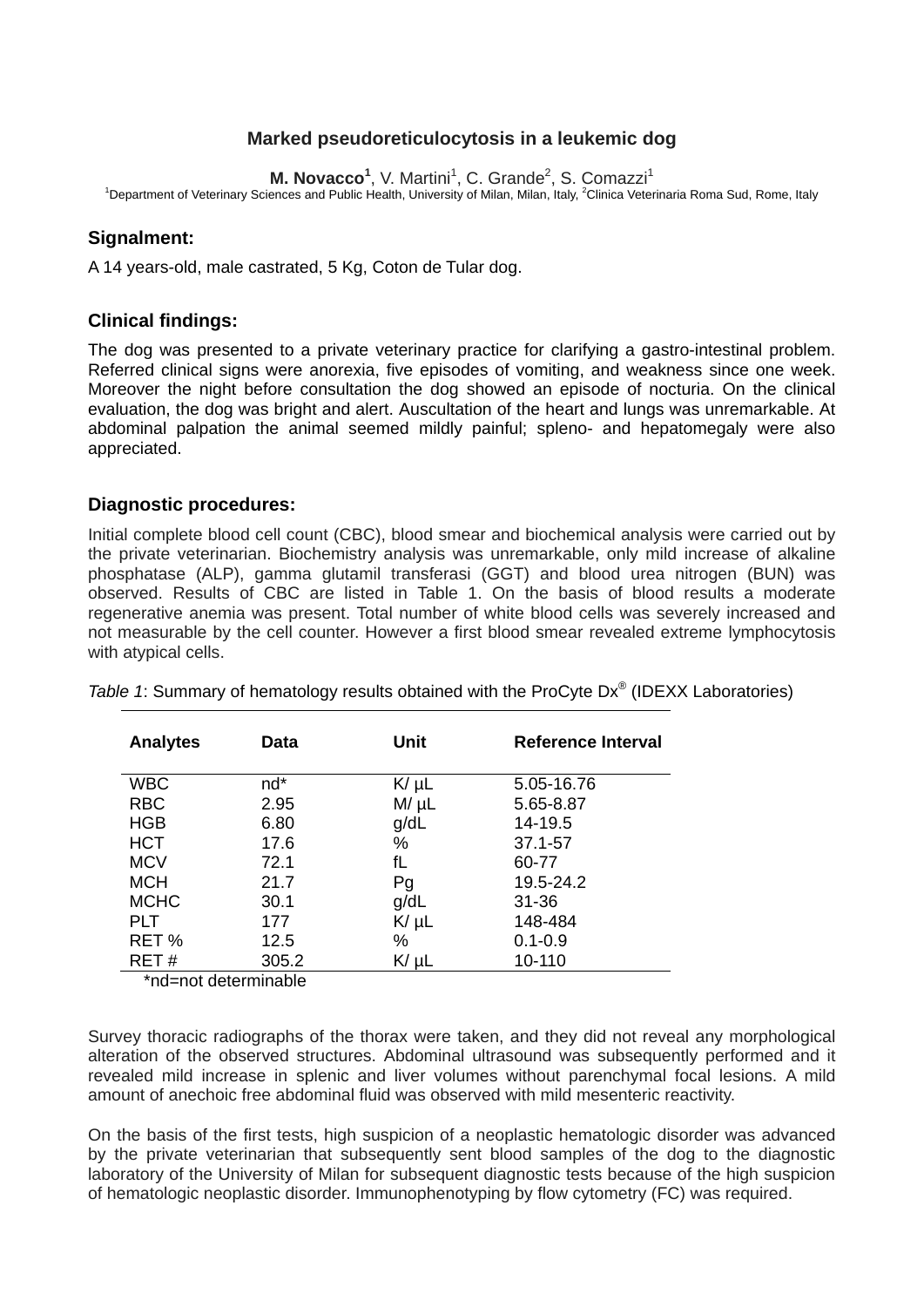# Marked pseudoreticulocytosis in a leukemic dog

**M. Novacco[1]**, V. Martini[1], C. Grande[2], S. Comazzi[1]

[1]Department of Veterinary Sciences and Public Health, University of Milan, Milan, Italy, [2]Clinica Veterinaria Roma Sud, Rome, Italy

## Signalment:

A 14 years-old, male castrated, 5 Kg, Coton de Tular dog.

## Clinical findings:

The dog was presented to a private veterinary practice for clarifying a gastro-intestinal problem. Referred clinical signs were anorexia, five episodes of vomiting, and weakness since one week. Moreover the night before consultation the dog showed an episode of nocturia. On the clinical evaluation, the dog was bright and alert. Auscultation of the heart and lungs was unremarkable. At abdominal palpation the animal seemed mildly painful; spleno- and hepatomegaly were also appreciated.

## Diagnostic procedures:

Initial complete blood cell count (CBC), blood smear and biochemical analysis were carried out by the private veterinarian. Biochemistry analysis was unremarkable, only mild increase of alkaline phosphatase (ALP), gamma glutamil transferasi (GGT) and blood urea nitrogen (BUN) was observed. Results of CBC are listed in Table 1. On the basis of blood results a moderate regenerative anemia was present. Total number of white blood cells was severely increased and not measurable by the cell counter. However a first blood smear revealed extreme lymphocytosis with atypical cells.

*Table 1*: Summary of hematology results obtained with the ProCyte Dx® (IDEXX Laboratories)

| Analytes | Data | Unit | Reference Interval |
|---|---|---|---|
| WBC | nd* | K/ µL | 5.05-16.76 |
| RBC | 2.95 | M/ µL | 5.65-8.87 |
| HGB | 6.80 | g/dL | 14-19.5 |
| HCT | 17.6 | % | 37.1-57 |
| MCV | 72.1 | fL | 60-77 |
| MCH | 21.7 | Pg | 19.5-24.2 |
| MCHC | 30.1 | g/dL | 31-36 |
| PLT | 177 | K/ µL | 148-484 |
| RET % | 12.5 | % | 0.1-0.9 |
| RET # | 305.2 | K/ µL | 10-110 |

*nd=not determinable

Survey thoracic radiographs of the thorax were taken, and they did not reveal any morphological alteration of the observed structures. Abdominal ultrasound was subsequently performed and it revealed mild increase in splenic and liver volumes without parenchymal focal lesions. A mild amount of anechoic free abdominal fluid was observed with mild mesenteric reactivity.

On the basis of the first tests, high suspicion of a neoplastic hematologic disorder was advanced by the private veterinarian that subsequently sent blood samples of the dog to the diagnostic laboratory of the University of Milan for subsequent diagnostic tests because of the high suspicion of hematologic neoplastic disorder. Immunophenotyping by flow cytometry (FC) was required.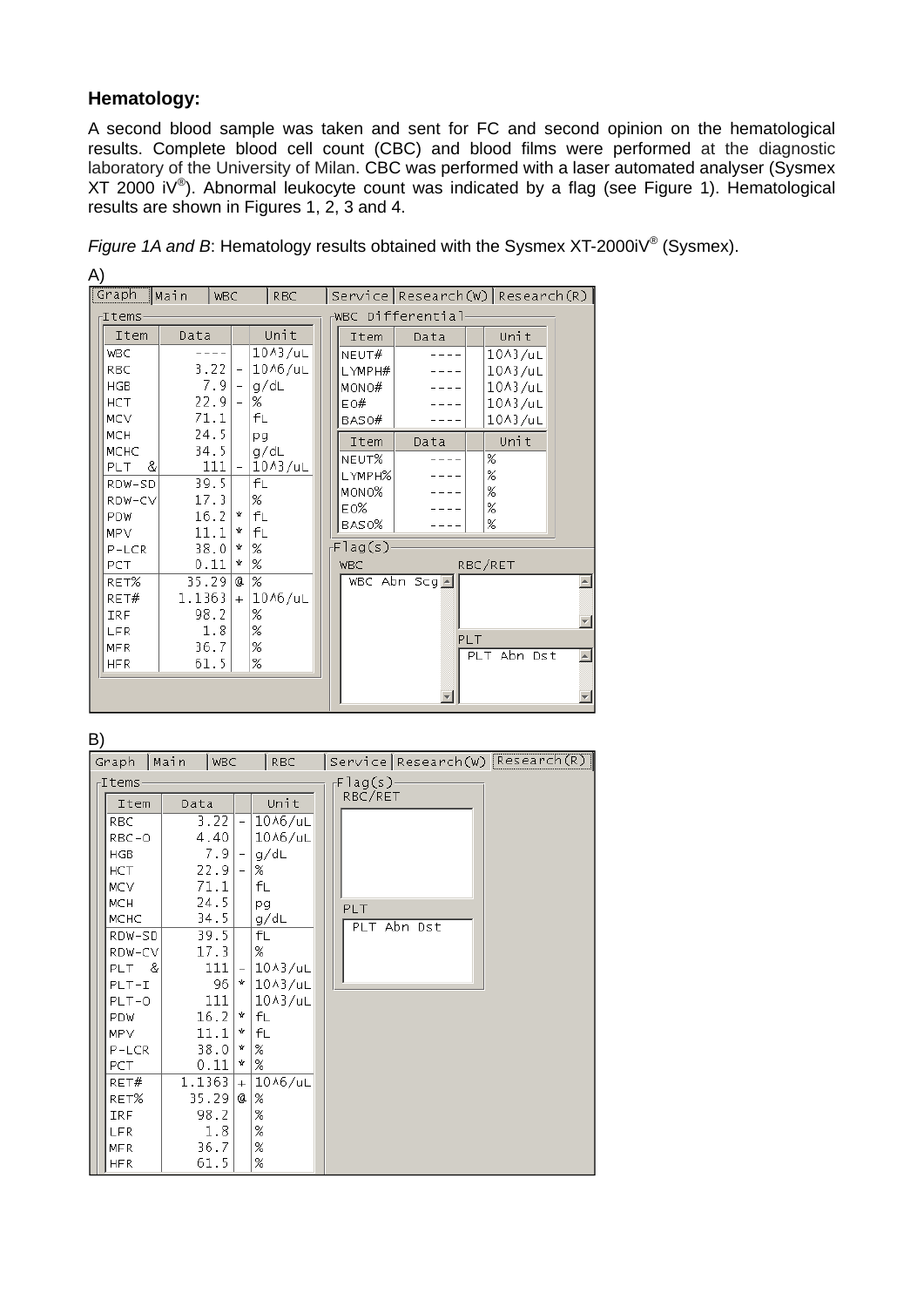### Hematology:

A second blood sample was taken and sent for FC and second opinion on the hematological results. Complete blood cell count (CBC) and blood films were performed at the diagnostic laboratory of the University of Milan. CBC was performed with a laser automated analyser (Sysmex XT 2000 iV®). Abnormal leukocyte count was indicated by a flag (see Figure 1). Hematological results are shown in Figures 1, 2, 3 and 4.

*Figure 1A and B*: Hematology results obtained with the Sysmex XT-2000iV® (Sysmex).

A)

Graph | Main | WBC | RBC | Service | Research(W) | Research(R)

Items

| Item | Data | | Unit |
|---|---|---|---|
| WBC | ---- | | 10^3/uL |
| RBC | 3.22 | - | 10^6/uL |
| HGB | 7.9 | - | g/dL |
| HCT | 22.9 | - | % |
| MCV | 71.1 | | fL |
| MCH | 24.5 | | pg |
| MCHC | 34.5 | | g/dL |
| PLT & | 111 | - | 10^3/uL |
| RDW-SD | 39.5 | | fL |
| RDW-CV | 17.3 | | % |
| PDW | 16.2 | * | fL |
| MPV | 11.1 | * | fL |
| P-LCR | 38.0 | * | % |
| PCT | 0.11 | * | % |
| RET% | 35.29 | @ | % |
| RET# | 1.1363 | + | 10^6/uL |
| IRF | 98.2 | | % |
| LFR | 1.8 | | % |
| MFR | 36.7 | | % |
| HFR | 61.5 | | % |

WBC Differential

| Item | Data | | Unit |
|---|---|---|---|
| NEUT# | ---- | | 10^3/uL |
| LYMPH# | ---- | | 10^3/uL |
| MONO# | ---- | | 10^3/uL |
| EO# | ---- | | 10^3/uL |
| BASO# | ---- | | 10^3/uL |

| Item | Data | | Unit |
|---|---|---|---|
| NEUT% | ---- | | % |
| LYMPH% | ---- | | % |
| MONO% | ---- | | % |
| EO% | ---- | | % |
| BASO% | ---- | | % |

Flag(s)

WBC: WBC Abn Scg

RBC/RET:

PLT: PLT Abn Dst

B)

Graph | Main | WBC | RBC | Service | Research(W) | Research(R)

Items

| Item | Data | | Unit |
|---|---|---|---|
| RBC | 3.22 | - | 10^6/uL |
| RBC-O | 4.40 | | 10^6/uL |
| HGB | 7.9 | - | g/dL |
| HCT | 22.9 | - | % |
| MCV | 71.1 | | fL |
| MCH | 24.5 | | pg |
| MCHC | 34.5 | | g/dL |
| RDW-SD | 39.5 | | fL |
| RDW-CV | 17.3 | | % |
| PLT & | 111 | - | 10^3/uL |
| PLT-I | 96 | * | 10^3/uL |
| PLT-O | 111 | | 10^3/uL |
| PDW | 16.2 | * | fL |
| MPV | 11.1 | * | fL |
| P-LCR | 38.0 | * | % |
| PCT | 0.11 | * | % |
| RET# | 1.1363 | + | 10^6/uL |
| RET% | 35.29 | @ | % |
| IRF | 98.2 | | % |
| LFR | 1.8 | | % |
| MFR | 36.7 | | % |
| HFR | 61.5 | | % |

Flag(s)

RBC/RET:

PLT: PLT Abn Dst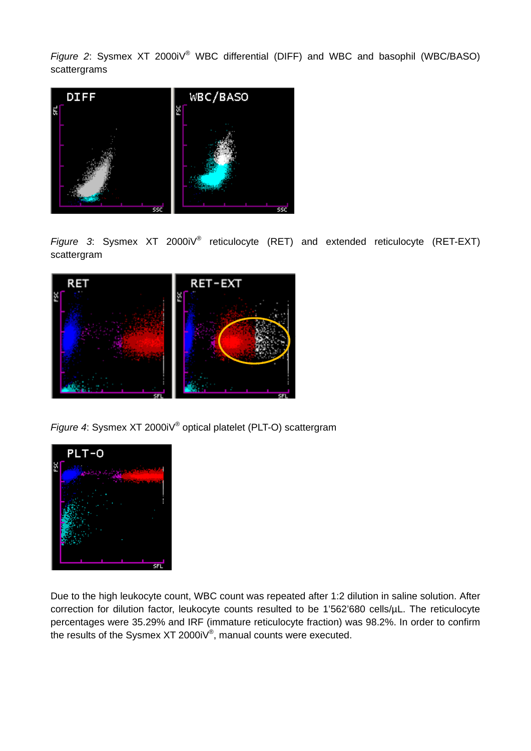*Figure 2*: Sysmex XT 2000iV® WBC differential (DIFF) and WBC and basophil (WBC/BASO) scattergrams

*Figure 3*: Sysmex XT 2000iV® reticulocyte (RET) and extended reticulocyte (RET-EXT) scattergram

*Figure 4*: Sysmex XT 2000iV® optical platelet (PLT-O) scattergram

Due to the high leukocyte count, WBC count was repeated after 1:2 dilution in saline solution. After correction for dilution factor, leukocyte counts resulted to be 1'562'680 cells/µL. The reticulocyte percentages were 35.29% and IRF (immature reticulocyte fraction) was 98.2%. In order to confirm the results of the Sysmex XT 2000iV®, manual counts were executed.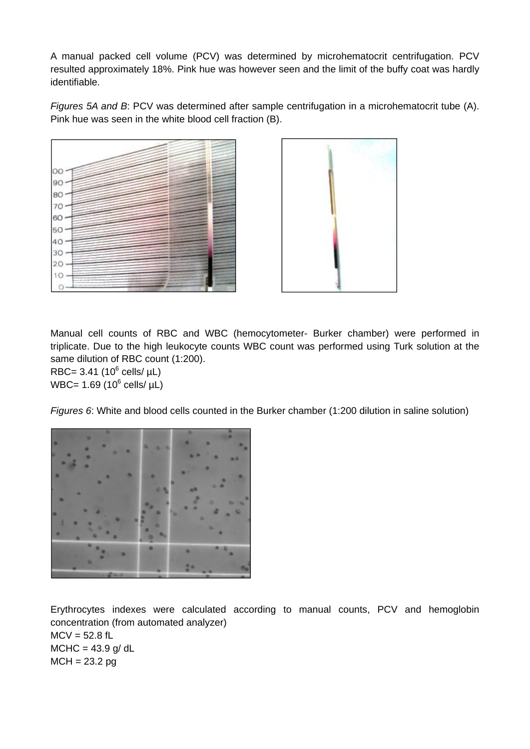A manual packed cell volume (PCV) was determined by microhematocrit centrifugation. PCV resulted approximately 18%. Pink hue was however seen and the limit of the buffy coat was hardly identifiable.

*Figures 5A and B*: PCV was determined after sample centrifugation in a microhematocrit tube (A). Pink hue was seen in the white blood cell fraction (B).

Manual cell counts of RBC and WBC (hemocytometer- Burker chamber) were performed in triplicate. Due to the high leukocyte counts WBC count was performed using Turk solution at the same dilution of RBC count (1:200).
RBC= 3.41 ($10^6$ cells/ µL)
WBC= 1.69 ($10^6$ cells/ µL)

*Figures 6*: White and blood cells counted in the Burker chamber (1:200 dilution in saline solution)

Erythrocytes indexes were calculated according to manual counts, PCV and hemoglobin concentration (from automated analyzer)
MCV = 52.8 fL
MCHC = 43.9 g/ dL
MCH = 23.2 pg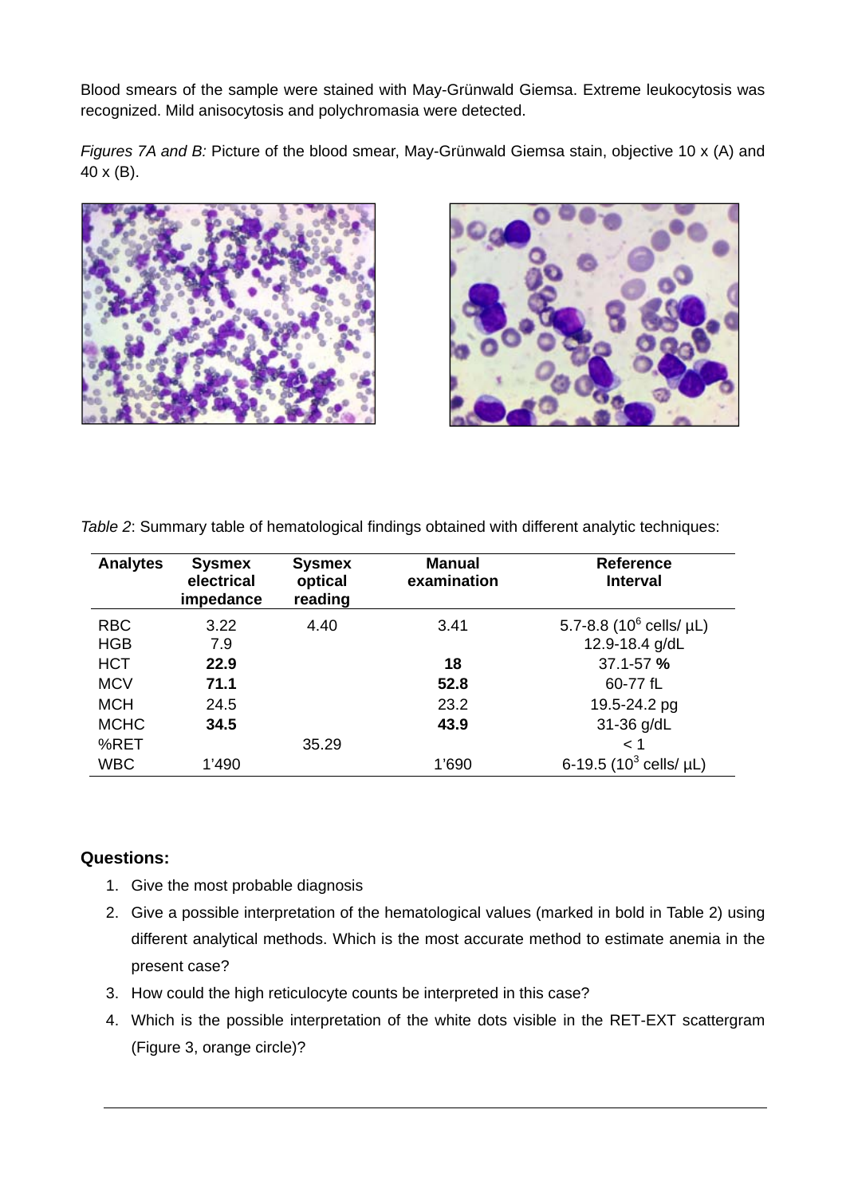Blood smears of the sample were stained with May-Grünwald Giemsa. Extreme leukocytosis was recognized. Mild anisocytosis and polychromasia were detected.

*Figures 7A and B:* Picture of the blood smear, May-Grünwald Giemsa stain, objective 10 x (A) and 40 x (B).

*Table 2*: Summary table of hematological findings obtained with different analytic techniques:

| Analytes | Sysmex electrical impedance | Sysmex optical reading | Manual examination | Reference Interval |
|---|---|---|---|---|
| RBC | 3.22 | 4.40 | 3.41 | 5.7-8.8 ($10^6$ cells/ µL) |
| HGB | 7.9 | | | 12.9-18.4 g/dL |
| HCT | **22.9** | | **18** | 37.1-57 **%** |
| MCV | **71.1** | | **52.8** | 60-77 fL |
| MCH | 24.5 | | 23.2 | 19.5-24.2 pg |
| MCHC | **34.5** | | **43.9** | 31-36 g/dL |
| %RET | | 35.29 | | < 1 |
| WBC | 1'490 | | 1'690 | 6-19.5 ($10^3$ cells/ µL) |

## Questions:

1. Give the most probable diagnosis
2. Give a possible interpretation of the hematological values (marked in bold in Table 2) using different analytical methods. Which is the most accurate method to estimate anemia in the present case?
3. How could the high reticulocyte counts be interpreted in this case?
4. Which is the possible interpretation of the white dots visible in the RET-EXT scattergram (Figure 3, orange circle)?